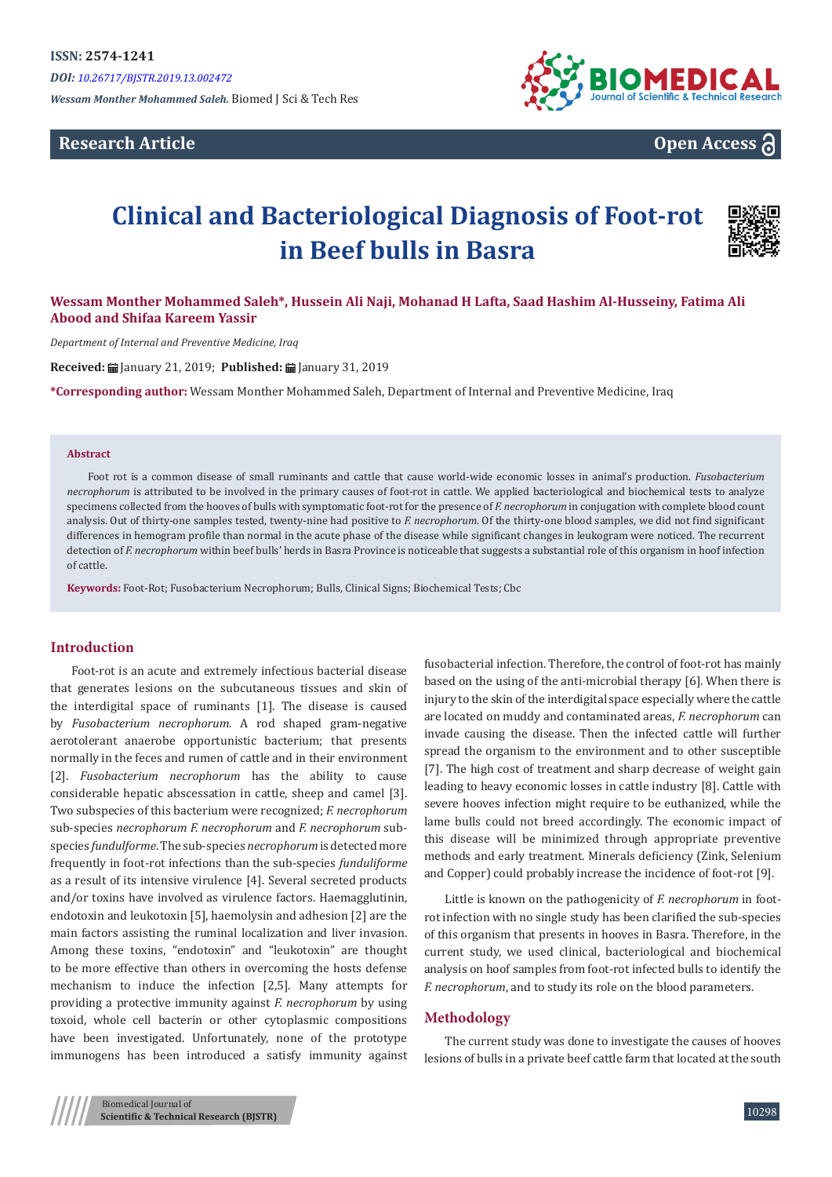ISSN: 2574-1241

*DOI: 10.26717/BJSTR.2019.13.002472*

*Wessam Monther Mohammed Saleh.* Biomed J Sci & Tech Res

**Research Article**

**Open Access**

# Clinical and Bacteriological Diagnosis of Foot-rot in Beef bulls in Basra

**Wessam Monther Mohammed Saleh\*, Hussein Ali Naji, Mohanad H Lafta, Saad Hashim Al-Husseiny, Fatima Ali Abood and Shifaa Kareem Yassir**

*Department of Internal and Preventive Medicine, Iraq*

**Received:** January 21, 2019; **Published:** January 31, 2019

**\*Corresponding author:** Wessam Monther Mohammed Saleh, Department of Internal and Preventive Medicine, Iraq

## Abstract

Foot rot is a common disease of small ruminants and cattle that cause world-wide economic losses in animal's production. *Fusobacterium necrophorum* is attributed to be involved in the primary causes of foot-rot in cattle. We applied bacteriological and biochemical tests to analyze specimens collected from the hooves of bulls with symptomatic foot-rot for the presence of *F. necrophorum* in conjugation with complete blood count analysis. Out of thirty-one samples tested, twenty-nine had positive to *F. necrophorum*. Of the thirty-one blood samples, we did not find significant differences in hemogram profile than normal in the acute phase of the disease while significant changes in leukogram were noticed. The recurrent detection of *F. necrophorum* within beef bulls' herds in Basra Province is noticeable that suggests a substantial role of this organism in hoof infection of cattle.

**Keywords:** Foot-Rot; Fusobacterium Necrophorum; Bulls, Clinical Signs; Biochemical Tests; Cbc

## Introduction

Foot-rot is an acute and extremely infectious bacterial disease that generates lesions on the subcutaneous tissues and skin of the interdigital space of ruminants [1]. The disease is caused by *Fusobacterium necrophorum.* A rod shaped gram-negative aerotolerant anaerobe opportunistic bacterium; that presents normally in the feces and rumen of cattle and in their environment [2]. *Fusobacterium necrophorum* has the ability to cause considerable hepatic abscessation in cattle, sheep and camel [3]. Two subspecies of this bacterium were recognized; *F. necrophorum* sub-species *necrophorum F. necrophorum* and *F. necrophorum* sub-species *fundulforme.* The sub-species *necrophorum* is detected more frequently in foot-rot infections than the sub-species *funduliforme* as a result of its intensive virulence [4]. Several secreted products and/or toxins have involved as virulence factors. Haemagglutinin, endotoxin and leukotoxin [5], haemolysin and adhesion [2] are the main factors assisting the ruminal localization and liver invasion. Among these toxins, "endotoxin" and "leukotoxin" are thought to be more effective than others in overcoming the hosts defense mechanism to induce the infection [2,5]. Many attempts for providing a protective immunity against *F. necrophorum* by using toxoid, whole cell bacterin or other cytoplasmic compositions have been investigated. Unfortunately, none of the prototype immunogens has been introduced a satisfy immunity against fusobacterial infection. Therefore, the control of foot-rot has mainly based on the using of the anti-microbial therapy [6]. When there is injury to the skin of the interdigital space especially where the cattle are located on muddy and contaminated areas, *F. necrophorum* can invade causing the disease. Then the infected cattle will further spread the organism to the environment and to other susceptible [7]. The high cost of treatment and sharp decrease of weight gain leading to heavy economic losses in cattle industry [8]. Cattle with severe hooves infection might require to be euthanized, while the lame bulls could not breed accordingly. The economic impact of this disease will be minimized through appropriate preventive methods and early treatment. Minerals deficiency (Zink, Selenium and Copper) could probably increase the incidence of foot-rot [9].

Little is known on the pathogenicity of *F. necrophorum* in foot-rot infection with no single study has been clarified the sub-species of this organism that presents in hooves in Basra. Therefore, in the current study, we used clinical, bacteriological and biochemical analysis on hoof samples from foot-rot infected bulls to identify the *F. necrophorum*, and to study its role on the blood parameters.

## Methodology

The current study was done to investigate the causes of hooves lesions of bulls in a private beef cattle farm that located at the south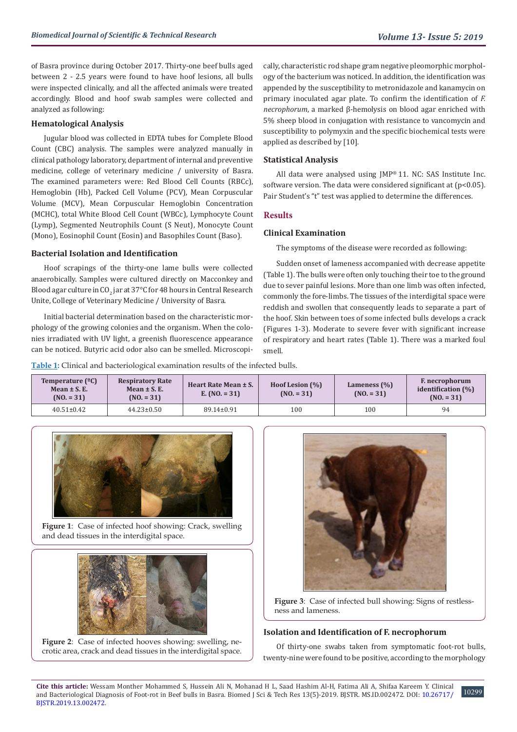of Basra province during October 2017. Thirty-one beef bulls aged between 2 - 2.5 years were found to have hoof lesions, all bulls were inspected clinically, and all the affected animals were treated accordingly. Blood and hoof swab samples were collected and analyzed as following:

### Hematological Analysis

Jugular blood was collected in EDTA tubes for Complete Blood Count (CBC) analysis. The samples were analyzed manually in clinical pathology laboratory, department of internal and preventive medicine, college of veterinary medicine / university of Basra. The examined parameters were: Red Blood Cell Counts (RBCc), Hemoglobin (Hb), Packed Cell Volume (PCV), Mean Corpuscular Volume (MCV), Mean Corpuscular Hemoglobin Concentration (MCHC), total White Blood Cell Count (WBCc), Lymphocyte Count (Lymp), Segmented Neutrophils Count (S Neut), Monocyte Count (Mono), Eosinophil Count (Eosin) and Basophiles Count (Baso).

### Bacterial Isolation and Identification

Hoof scrapings of the thirty-one lame bulls were collected anaerobically. Samples were cultured directly on Macconkey and Blood agar culture in $CO_2$ jar at 37°C for 48 hours in Central Research Unite, College of Veterinary Medicine / University of Basra.

Initial bacterial determination based on the characteristic morphology of the growing colonies and the organism. When the colonies irradiated with UV light, a greenish fluorescence appearance can be noticed. Butyric acid odor also can be smelled. Microscopically, characteristic rod shape gram negative pleomorphic morphology of the bacterium was noticed. In addition, the identification was appended by the susceptibility to metronidazole and kanamycin on primary inoculated agar plate. To confirm the identification of *F. necrophorum*, a marked β-hemolysis on blood agar enriched with 5% sheep blood in conjugation with resistance to vancomycin and susceptibility to polymyxin and the specific biochemical tests were applied as described by [10].

### Statistical Analysis

All data were analysed using JMP® 11. NC: SAS Institute Inc. software version. The data were considered significant at ($p<0.05$). Pair Student's "t" test was applied to determine the differences.

## Results

### Clinical Examination

The symptoms of the disease were recorded as following:

Sudden onset of lameness accompanied with decrease appetite (Table 1). The bulls were often only touching their toe to the ground due to sever painful lesions. More than one limb was often infected, commonly the fore-limbs. The tissues of the interdigital space were reddish and swollen that consequently leads to separate a part of the hoof. Skin between toes of some infected bulls develops a crack (Figures 1-3). Moderate to severe fever with significant increase of respiratory and heart rates (Table 1). There was a marked foul smell.

**Table 1:** Clinical and bacteriological examination results of the infected bulls.

| Temperature (ºC) Mean ± S. E. (NO. = 31) | Respiratory Rate Mean ± S. E. (NO. = 31) | Heart Rate Mean ± S. E. (NO. = 31) | Hoof Lesion (%) (NO. = 31) | Lameness (%) (NO. = 31) | F. necrophorum identification (%) (NO. = 31) |
|---|---|---|---|---|---|
| 40.51±0.42 | 44.23±0.50 | 89.14±0.91 | 100 | 100 | 94 |

**Figure 1**: Case of infected hoof showing: Crack, swelling and dead tissues in the interdigital space.

**Figure 2**: Case of infected hooves showing: swelling, necrotic area, crack and dead tissues in the interdigital space.

**Figure 3**: Case of infected bull showing: Signs of restlessness and lameness.

### Isolation and Identification of F. necrophorum

Of thirty-one swabs taken from symptomatic foot-rot bulls, twenty-nine were found to be positive, according to the morphology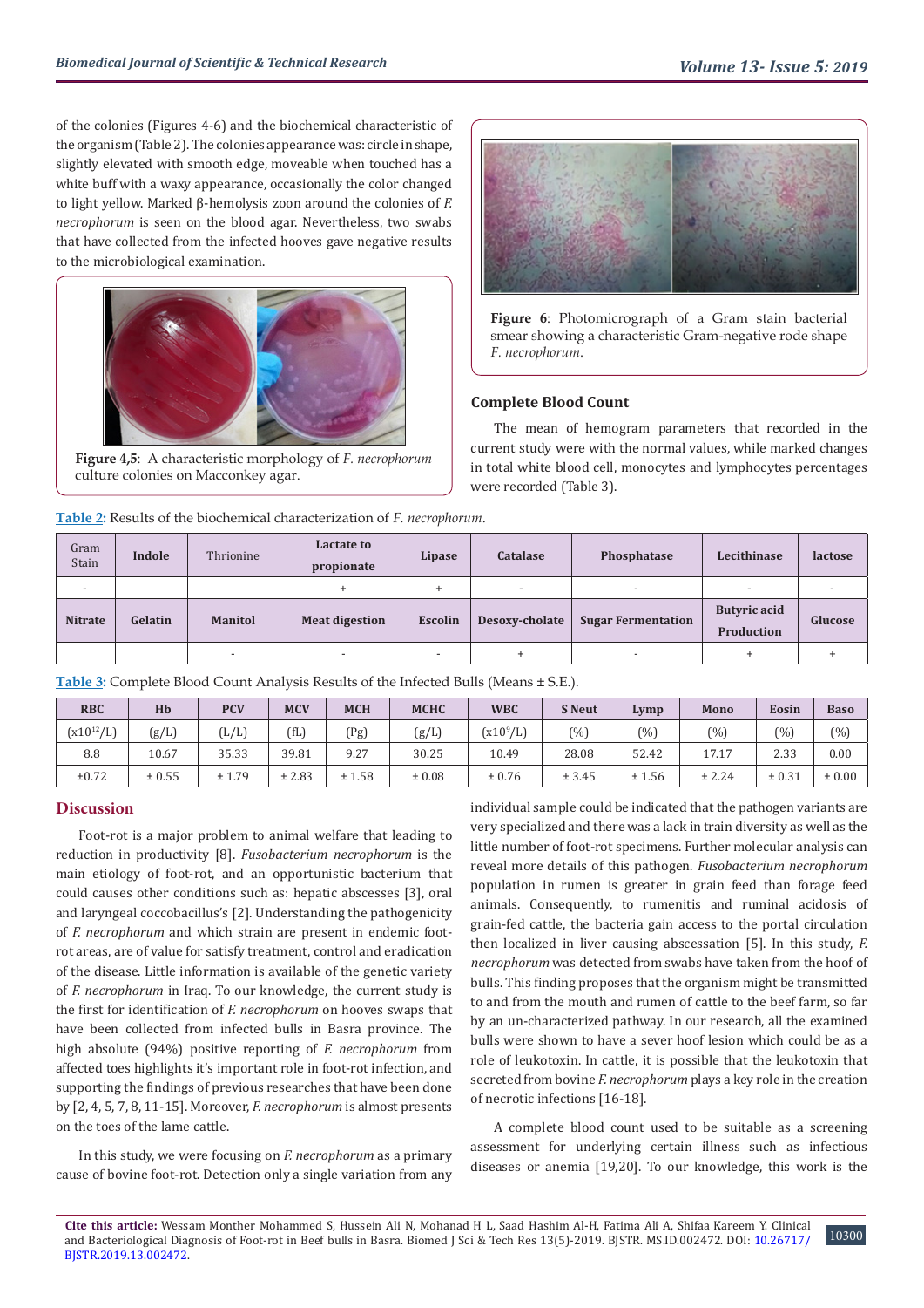of the colonies (Figures 4-6) and the biochemical characteristic of the organism (Table 2). The colonies appearance was: circle in shape, slightly elevated with smooth edge, moveable when touched has a white buff with a waxy appearance, occasionally the color changed to light yellow. Marked β-hemolysis zoon around the colonies of *F. necrophorum* is seen on the blood agar. Nevertheless, two swabs that have collected from the infected hooves gave negative results to the microbiological examination.

**Figure 4,5**: A characteristic morphology of *F. necrophorum* culture colonies on Macconkey agar.

**Figure 6**: Photomicrograph of a Gram stain bacterial smear showing a characteristic Gram-negative rode shape *F. necrophorum*.

### Complete Blood Count

The mean of hemogram parameters that recorded in the current study were with the normal values, while marked changes in total white blood cell, monocytes and lymphocytes percentages were recorded (Table 3).

**Table 2:** Results of the biochemical characterization of *F. necrophorum*.

| Gram Stain | Indole | Thrionine | Lactate to propionate | Lipase | Catalase | Phosphatase | Lecithinase | lactose |
|---|---|---|---|---|---|---|---|---|
| - | | | + | + | - | - | - | - |
| **Nitrate** | **Gelatin** | **Manitol** | **Meat digestion** | **Escolin** | **Desoxy-cholate** | **Sugar Fermentation** | **Butyric acid Production** | **Glucose** |
| | | - | - | - | + | - | + | + |

**Table 3:** Complete Blood Count Analysis Results of the Infected Bulls (Means ± S.E.).

| RBC | Hb | PCV | MCV | MCH | MCHC | WBC | S Neut | Lymp | Mono | Eosin | Baso |
|---|---|---|---|---|---|---|---|---|---|---|---|
| ($x10^{12}$/L) | (g/L) | (L/L) | (fL) | (Pg) | (g/L) | ($x10^{9}$/L) | (%) | (%) | (%) | (%) | (%) |
| 8.8 | 10.67 | 35.33 | 39.81 | 9.27 | 30.25 | 10.49 | 28.08 | 52.42 | 17.17 | 2.33 | 0.00 |
| ±0.72 | ± 0.55 | ± 1.79 | ± 2.83 | ± 1.58 | ± 0.08 | ± 0.76 | ± 3.45 | ± 1.56 | ± 2.24 | ± 0.31 | ± 0.00 |

## Discussion

Foot-rot is a major problem to animal welfare that leading to reduction in productivity [8]. *Fusobacterium necrophorum* is the main etiology of foot-rot, and an opportunistic bacterium that could causes other conditions such as: hepatic abscesses [3], oral and laryngeal coccobacillus's [2]. Understanding the pathogenicity of *F. necrophorum* and which strain are present in endemic foot-rot areas, are of value for satisfy treatment, control and eradication of the disease. Little information is available of the genetic variety of *F. necrophorum* in Iraq. To our knowledge, the current study is the first for identification of *F. necrophorum* on hooves swaps that have been collected from infected bulls in Basra province. The high absolute (94%) positive reporting of *F. necrophorum* from affected toes highlights it's important role in foot-rot infection, and supporting the findings of previous researches that have been done by [2, 4, 5, 7, 8, 11-15]. Moreover, *F. necrophorum* is almost presents on the toes of the lame cattle.

In this study, we were focusing on *F. necrophorum* as a primary cause of bovine foot-rot. Detection only a single variation from any individual sample could be indicated that the pathogen variants are very specialized and there was a lack in train diversity as well as the little number of foot-rot specimens. Further molecular analysis can reveal more details of this pathogen. *Fusobacterium necrophorum* population in rumen is greater in grain feed than forage feed animals. Consequently, to rumenitis and ruminal acidosis of grain-fed cattle, the bacteria gain access to the portal circulation then localized in liver causing abscessation [5]. In this study, *F. necrophorum* was detected from swabs have taken from the hoof of bulls. This finding proposes that the organism might be transmitted to and from the mouth and rumen of cattle to the beef farm, so far by an un-characterized pathway. In our research, all the examined bulls were shown to have a sever hoof lesion which could be as a role of leukotoxin. In cattle, it is possible that the leukotoxin that secreted from bovine *F. necrophorum* plays a key role in the creation of necrotic infections [16-18].

A complete blood count used to be suitable as a screening assessment for underlying certain illness such as infectious diseases or anemia [19,20]. To our knowledge, this work is the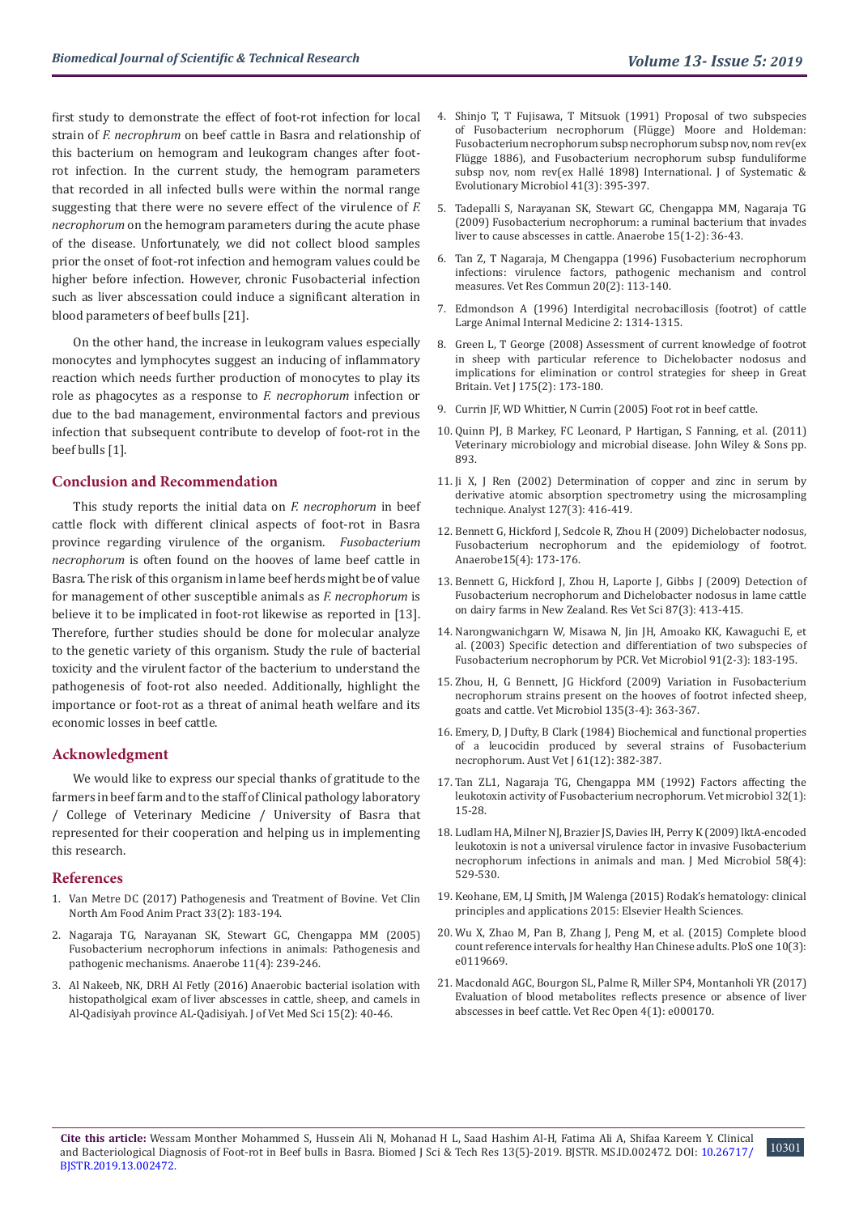first study to demonstrate the effect of foot-rot infection for local strain of *F. necrophrum* on beef cattle in Basra and relationship of this bacterium on hemogram and leukogram changes after foot-rot infection. In the current study, the hemogram parameters that recorded in all infected bulls were within the normal range suggesting that there were no severe effect of the virulence of *F. necrophorum* on the hemogram parameters during the acute phase of the disease. Unfortunately, we did not collect blood samples prior the onset of foot-rot infection and hemogram values could be higher before infection. However, chronic Fusobacterial infection such as liver abscessation could induce a significant alteration in blood parameters of beef bulls [21].

On the other hand, the increase in leukogram values especially monocytes and lymphocytes suggest an inducing of inflammatory reaction which needs further production of monocytes to play its role as phagocytes as a response to *F. necrophorum* infection or due to the bad management, environmental factors and previous infection that subsequent contribute to develop of foot-rot in the beef bulls [1].

## Conclusion and Recommendation

This study reports the initial data on *F. necrophorum* in beef cattle flock with different clinical aspects of foot-rot in Basra province regarding virulence of the organism. *Fusobacterium necrophorum* is often found on the hooves of lame beef cattle in Basra. The risk of this organism in lame beef herds might be of value for management of other susceptible animals as *F. necrophorum* is believe it to be implicated in foot-rot likewise as reported in [13]. Therefore, further studies should be done for molecular analyze to the genetic variety of this organism. Study the rule of bacterial toxicity and the virulent factor of the bacterium to understand the pathogenesis of foot-rot also needed. Additionally, highlight the importance or foot-rot as a threat of animal heath welfare and its economic losses in beef cattle.

## Acknowledgment

We would like to express our special thanks of gratitude to the farmers in beef farm and to the staff of Clinical pathology laboratory / College of Veterinary Medicine / University of Basra that represented for their cooperation and helping us in implementing this research.

## References

1. Van Metre DC (2017) Pathogenesis and Treatment of Bovine. Vet Clin North Am Food Anim Pract 33(2): 183-194.
2. Nagaraja TG, Narayanan SK, Stewart GC, Chengappa MM (2005) Fusobacterium necrophorum infections in animals: Pathogenesis and pathogenic mechanisms. Anaerobe 11(4): 239-246.
3. Al Nakeeb, NK, DRH Al Fetly (2016) Anaerobic bacterial isolation with histopatholgical exam of liver abscesses in cattle, sheep, and camels in Al-Qadisiyah province AL-Qadisiyah. J of Vet Med Sci 15(2): 40-46.
4. Shinjo T, T Fujisawa, T Mitsuok (1991) Proposal of two subspecies of Fusobacterium necrophorum (Flügge) Moore and Holdeman: Fusobacterium necrophorum subsp necrophorum subsp nov, nom rev(ex Flügge 1886), and Fusobacterium necrophorum subsp funduliforme subsp nov, nom rev(ex Hallé 1898) International. J of Systematic & Evolutionary Microbiol 41(3): 395-397.
5. Tadepalli S, Narayanan SK, Stewart GC, Chengappa MM, Nagaraja TG (2009) Fusobacterium necrophorum: a ruminal bacterium that invades liver to cause abscesses in cattle. Anaerobe 15(1-2): 36-43.
6. Tan Z, T Nagaraja, M Chengappa (1996) Fusobacterium necrophorum infections: virulence factors, pathogenic mechanism and control measures. Vet Res Commun 20(2): 113-140.
7. Edmondson A (1996) Interdigital necrobacillosis (footrot) of cattle Large Animal Internal Medicine 2: 1314-1315.
8. Green L, T George (2008) Assessment of current knowledge of footrot in sheep with particular reference to Dichelobacter nodosus and implications for elimination or control strategies for sheep in Great Britain. Vet J 175(2): 173-180.
9. Currin JF, WD Whittier, N Currin (2005) Foot rot in beef cattle.
10. Quinn PJ, B Markey, FC Leonard, P Hartigan, S Fanning, et al. (2011) Veterinary microbiology and microbial disease. John Wiley & Sons pp. 893.
11. Ji X, J Ren (2002) Determination of copper and zinc in serum by derivative atomic absorption spectrometry using the microsampling technique. Analyst 127(3): 416-419.
12. Bennett G, Hickford J, Sedcole R, Zhou H (2009) Dichelobacter nodosus, Fusobacterium necrophorum and the epidemiology of footrot. Anaerobe15(4): 173-176.
13. Bennett G, Hickford J, Zhou H, Laporte J, Gibbs J (2009) Detection of Fusobacterium necrophorum and Dichelobacter nodosus in lame cattle on dairy farms in New Zealand. Res Vet Sci 87(3): 413-415.
14. Narongwanichgarn W, Misawa N, Jin JH, Amoako KK, Kawaguchi E, et al. (2003) Specific detection and differentiation of two subspecies of Fusobacterium necrophorum by PCR. Vet Microbiol 91(2-3): 183-195.
15. Zhou, H, G Bennett, JG Hickford (2009) Variation in Fusobacterium necrophorum strains present on the hooves of footrot infected sheep, goats and cattle. Vet Microbiol 135(3-4): 363-367.
16. Emery, D, J Dufty, B Clark (1984) Biochemical and functional properties of a leucocidin produced by several strains of Fusobacterium necrophorum. Aust Vet J 61(12): 382-387.
17. Tan ZL1, Nagaraja TG, Chengappa MM (1992) Factors affecting the leukotoxin activity of Fusobacterium necrophorum. Vet microbiol 32(1): 15-28.
18. Ludlam HA, Milner NJ, Brazier JS, Davies IH, Perry K (2009) lktA-encoded leukotoxin is not a universal virulence factor in invasive Fusobacterium necrophorum infections in animals and man. J Med Microbiol 58(4): 529-530.
19. Keohane, EM, LJ Smith, JM Walenga (2015) Rodak's hematology: clinical principles and applications 2015: Elsevier Health Sciences.
20. Wu X, Zhao M, Pan B, Zhang J, Peng M, et al. (2015) Complete blood count reference intervals for healthy Han Chinese adults. PloS one 10(3): e0119669.
21. Macdonald AGC, Bourgon SL, Palme R, Miller SP4, Montanholi YR (2017) Evaluation of blood metabolites reflects presence or absence of liver abscesses in beef cattle. Vet Rec Open 4(1): e000170.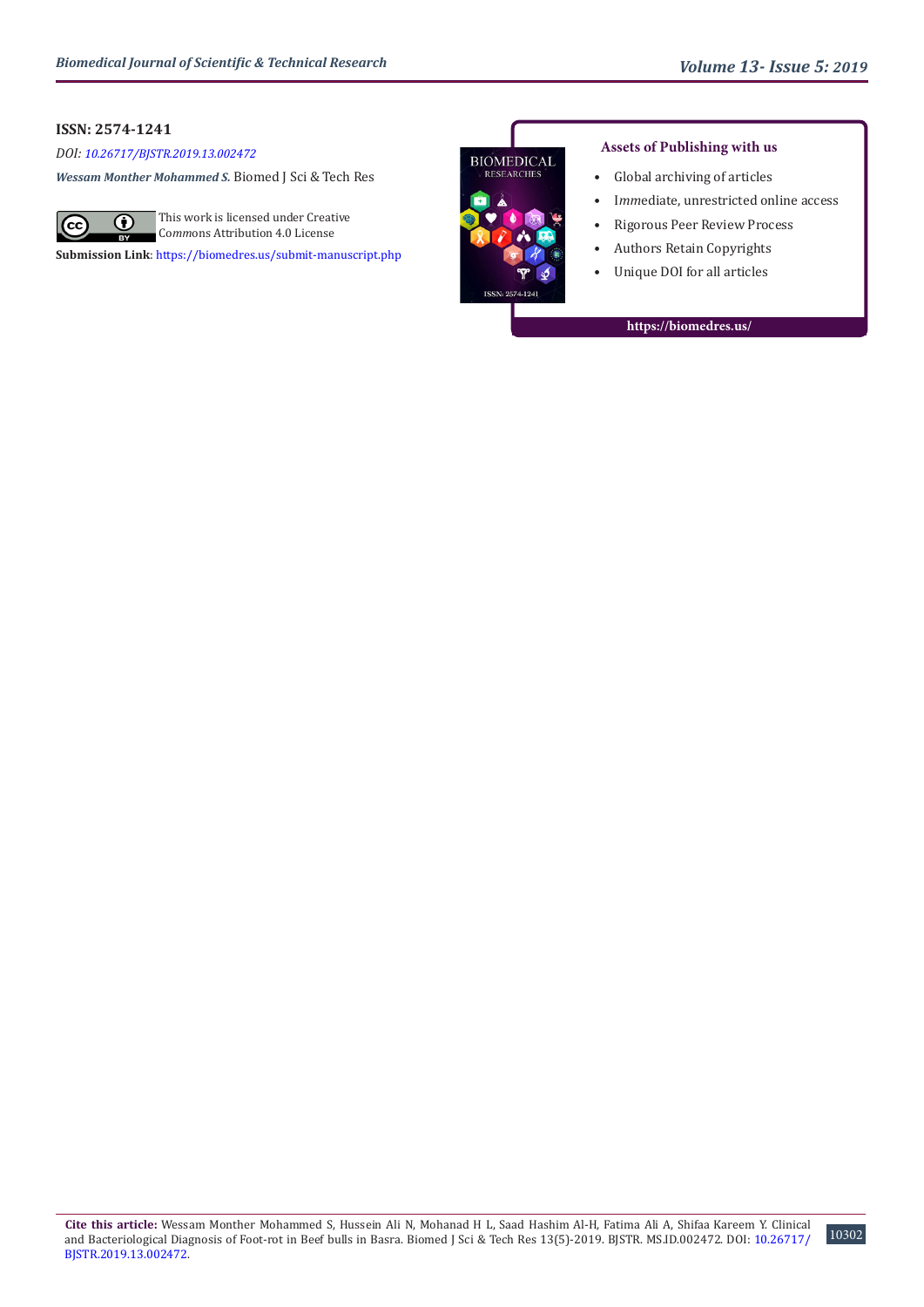**ISSN: 2574-1241**

*DOI: 10.26717/BJSTR.2019.13.002472*

***Wessam Monther Mohammed S.*** Biomed J Sci & Tech Res

This work is licensed under Creative Commons Attribution 4.0 License

**Submission Link**: https://biomedres.us/submit-manuscript.php

### Assets of Publishing with us

- Global archiving of articles
- Immediate, unrestricted online access
- Rigorous Peer Review Process
- Authors Retain Copyrights
- Unique DOI for all articles

**https://biomedres.us/**